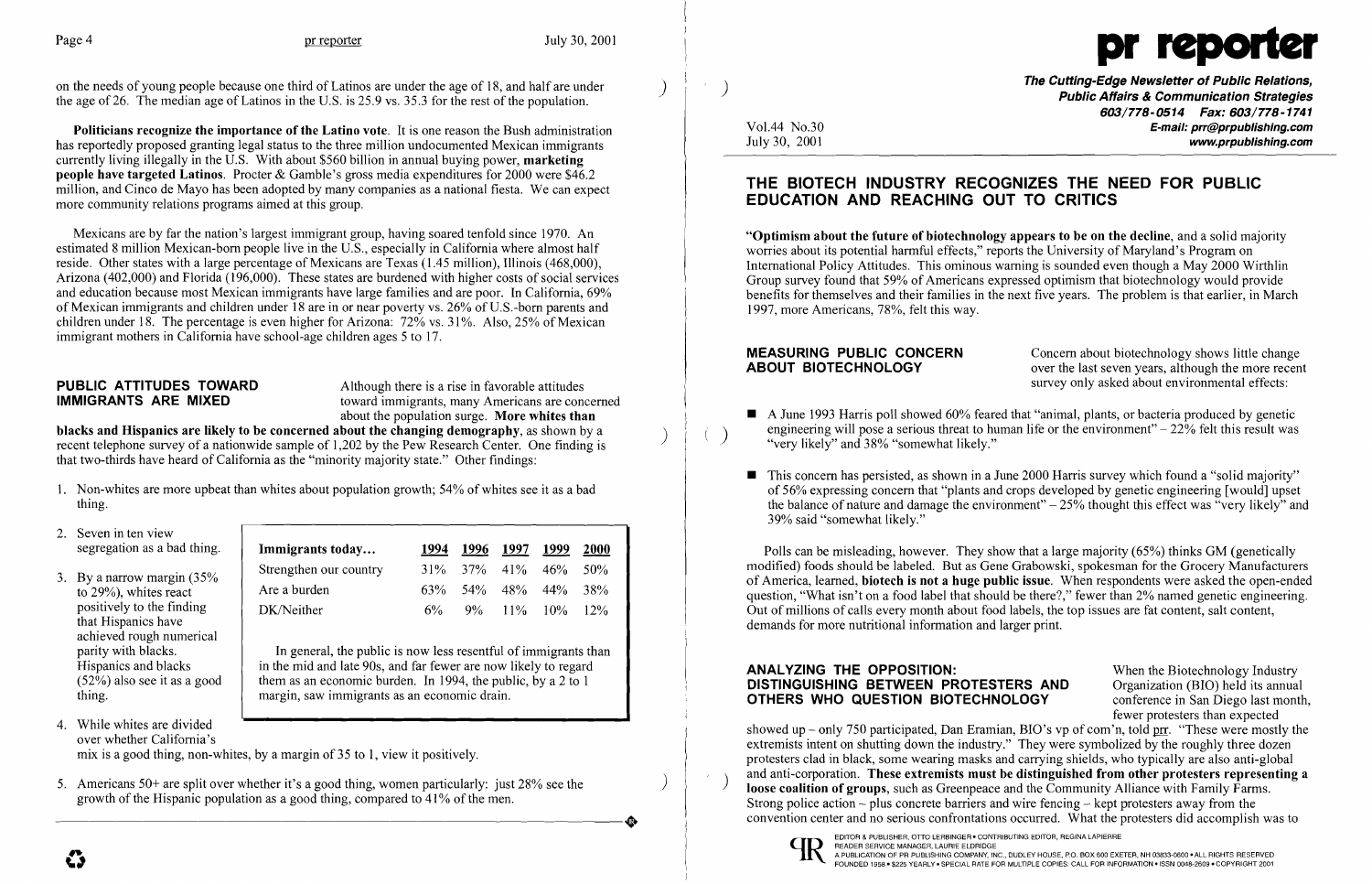on the needs of young people because one third of Latinos are under the age of 18, and half are under the age of 26. The median age of Latinos in the U.S. is 25.9 vs. 35.3 for the rest of the population.

**Politicians recognize the importance of the Latino vote**. It is one reason the Bush administration has reportedly proposed granting legal status to the three million undocumented Mexican immigrants currently living illegally in the U.S. With about $560 billion in annual buying power, **marketing people have targeted Latinos**. Procter & Gamble's gross media expenditures for 2000 were $46.2 million, and Cinco de Mayo has been adopted by many companies as a national fiesta. We can expect more community relations programs aimed at this group.

Mexicans are by far the nation's largest immigrant group, having soared tenfold since 1970. An estimated 8 million Mexican-born people live in the U.S., especially in California where almost half reside. Other states with a large percentage of Mexicans are Texas (1.45 million), Illinois (468,000), Arizona (402,000) and Florida (196,000). These states are burdened with higher costs of social services and education because most Mexican immigrants have large families and are poor. In California, 69% of Mexican immigrants and children under 18 are in or near poverty vs. 26% of U.S.-born parents and children under 18. The percentage is even higher for Arizona: 72% vs. 31%. Also, 25% of Mexican immigrant mothers in California have school-age children ages 5 to 17.

## PUBLIC ATTITUDES TOWARD IMMIGRANTS ARE MIXED

Although there is a rise in favorable attitudes toward immigrants, many Americans are concerned about the population surge. **More whites than blacks and Hispanics are likely to be concerned about the changing demography**, as shown by a recent telephone survey of a nationwide sample of 1,202 by the Pew Research Center. One finding is that two-thirds have heard of California as the "minority majority state." Other findings:

1. Non-whites are more upbeat than whites about population growth; 54% of whites see it as a bad thing.
2. Seven in ten view segregation as a bad thing.
3. By a narrow margin (35% to 29%), whites react positively to the finding that Hispanics have achieved rough numerical parity with blacks. Hispanics and blacks (52%) also see it as a good thing.
4. While whites are divided over whether California's mix is a good thing, non-whites, by a margin of 35 to 1, view it positively.
5. Americans 50+ are split over whether it's a good thing, women particularly: just 28% see the growth of the Hispanic population as a good thing, compared to 41% of the men.

| Immigrants today... | 1994 | 1996 | 1997 | 1999 | 2000 |
|---|---|---|---|---|---|
| Strengthen our country | 31% | 37% | 41% | 46% | 50% |
| Are a burden | 63% | 54% | 48% | 44% | 38% |
| DK/Neither | 6% | 9% | 11% | 10% | 12% |

In general, the public is now less resentful of immigrants than in the mid and late 90s, and far fewer are now likely to regard them as an economic burden. In 1994, the public, by a 2 to 1 margin, saw immigrants as an economic drain.

---

# pr reporter

**The Cutting-Edge Newsletter of Public Relations, Public Affairs & Communication Strategies**
603/778-0514 Fax: 603/778-1741
E-mail: prr@prpublishing.com
www.prpublishing.com

Vol.44 No.30
July 30, 2001

# THE BIOTECH INDUSTRY RECOGNIZES THE NEED FOR PUBLIC EDUCATION AND REACHING OUT TO CRITICS

**"Optimism about the future of biotechnology appears to be on the decline**, and a solid majority worries about its potential harmful effects," reports the University of Maryland's Program on International Policy Attitudes. This ominous warning is sounded even though a May 2000 Wirthlin Group survey found that 59% of Americans expressed optimism that biotechnology would provide benefits for themselves and their families in the next five years. The problem is that earlier, in March 1997, more Americans, 78%, felt this way.

## MEASURING PUBLIC CONCERN ABOUT BIOTECHNOLOGY

Concern about biotechnology shows little change over the last seven years, although the more recent survey only asked about environmental effects:

- A June 1993 Harris poll showed 60% feared that "animal, plants, or bacteria produced by genetic engineering will pose a serious threat to human life or the environment" – 22% felt this result was "very likely" and 38% "somewhat likely."
- This concern has persisted, as shown in a June 2000 Harris survey which found a "solid majority" of 56% expressing concern that "plants and crops developed by genetic engineering [would] upset the balance of nature and damage the environment" – 25% thought this effect was "very likely" and 39% said "somewhat likely."

Polls can be misleading, however. They show that a large majority (65%) thinks GM (genetically modified) foods should be labeled. But as Gene Grabowski, spokesman for the Grocery Manufacturers of America, learned, **biotech is not a huge public issue**. When respondents were asked the open-ended question, "What isn't on a food label that should be there?," fewer than 2% named genetic engineering. Out of millions of calls every month about food labels, the top issues are fat content, salt content, demands for more nutritional information and larger print.

## ANALYZING THE OPPOSITION: DISTINGUISHING BETWEEN PROTESTERS AND OTHERS WHO QUESTION BIOTECHNOLOGY

When the Biotechnology Industry Organization (BIO) held its annual conference in San Diego last month, fewer protesters than expected showed up – only 750 participated, Dan Eramian, BIO's vp of com'n, told prr. "These were mostly the extremists intent on shutting down the industry." They were symbolized by the roughly three dozen protesters clad in black, some wearing masks and carrying shields, who typically are also anti-global and anti-corporation. **These extremists must be distinguished from other protesters representing a loose coalition of groups**, such as Greenpeace and the Community Alliance with Family Farms. Strong police action – plus concrete barriers and wire fencing – kept protesters away from the convention center and no serious confrontations occurred. What the protesters did accomplish was to

EDITOR & PUBLISHER, OTTO LERBINGER • CONTRIBUTING EDITOR, REGINA LAPIERRE
READER SERVICE MANAGER, LAURIE ELDRIDGE
A PUBLICATION OF PR PUBLISHING COMPANY, INC., DUDLEY HOUSE, P.O. BOX 600 EXETER, NH 03833-0600 • ALL RIGHTS RESERVED
FOUNDED 1958 • $225 YEARLY • SPECIAL RATE FOR MULTIPLE COPIES: CALL FOR INFORMATION • ISSN 0048-2609 • COPYRIGHT 2001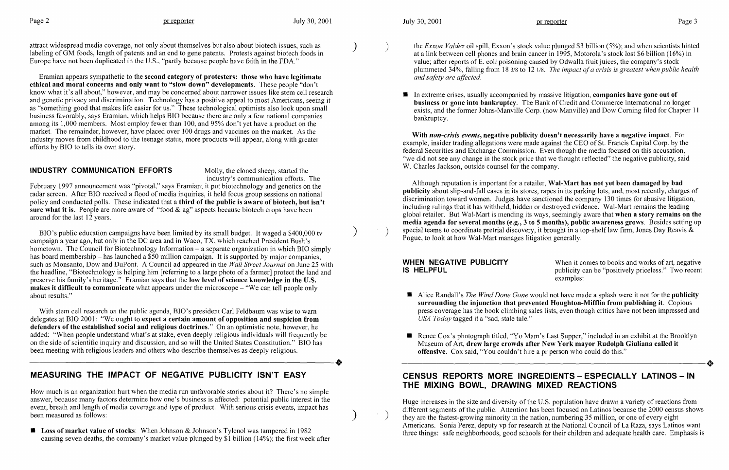attract widespread media coverage, not only about themselves but also about biotech issues, such as labeling of GM foods, length of patents and an end to gene patents. Protests against biotech foods in Europe have not been duplicated in the U.S., "partly because people have faith in the FDA."

Eramian appears sympathetic to the **second category of protesters: those who have legitimate ethical and moral concerns and only want to "slow down" developments**. These people "don't know what it's all about," however, and may be concerned about narrower issues like stem cell research and genetic privacy and discrimination. Technology has a positive appeal to most Americans, seeing it as "something good that makes life easier for us." These technological optimists also look upon small business favorably, says Eramian, which helps BIO because there are only a few national companies among its 1,000 members. Most employ fewer than 100, and 95% don't yet have a product on the market. The remainder, however, have placed over 100 drugs and vaccines on the market. As the industry moves from childhood to the teenage status, more products will appear, along with greater efforts by BIO to tells its own story.

### INDUSTRY COMMUNICATION EFFORTS

Molly, the cloned sheep, started the industry's communication efforts. The February 1997 announcement was "pivotal," says Eramian; it put biotechnology and genetics on the radar screen. After BIO received a flood of media inquiries, it held focus group sessions on national policy and conducted polls. These indicated that a **third of the public is aware of biotech, but isn't sure what it is**. People are more aware of "food & ag" aspects because biotech crops have been around for the last 12 years.

BIO's public education campaigns have been limited by its small budget. It waged a $400,000 tv campaign a year ago, but only in the DC area and in Waco, TX, which reached President Bush's hometown. The Council for Biotechnology Information – a separate organization in which BIO simply has board membership – has launched a $50 million campaign. It is supported by major companies, such as Monsanto, Dow and DuPont. A Council ad appeared in the *Wall Street Journal* on June 25 with the headline, "Biotechnology is helping him [referring to a large photo of a farmer] protect the land and preserve his family's heritage." Eramian says that the **low level of science knowledge in the U.S. makes it difficult to communicate** what appears under the microscope – "We can tell people only about results."

With stem cell research on the public agenda, BIO's president Carl Feldbaum was wise to warn delegates at BIO 2001: "We ought to **expect a certain amount of opposition and suspicion from defenders of the established social and religious doctrines**." On an optimistic note, however, he added: "When people understand what's at stake, even deeply religious individuals will frequently be on the side of scientific inquiry and discussion, and so will the United States Constitution." BIO has been meeting with religious leaders and others who describe themselves as deeply religious.

## MEASURING THE IMPACT OF NEGATIVE PUBLICITY ISN'T EASY

How much is an organization hurt when the media run unfavorable stories about it? There's no simple answer, because many factors determine how one's business is affected: potential public interest in the event, breath and length of media coverage and type of product. With serious crisis events, impact has been measured as follows:

- **Loss of market value of stocks**: When Johnson & Johnson's Tylenol was tampered in 1982 causing seven deaths, the company's market value plunged by $1 billion (14%); the first week after the *Exxon Valdez* oil spill, Exxon's stock value plunged $3 billion (5%); and when scientists hinted at a link between cell phones and brain cancer in 1995, Motorola's stock lost $6 billion (16%) in value; after reports of E. coli poisoning caused by Odwalla fruit juices, the company's stock plummeted 34%, falling from 18 3/8 to 12 1/8. *The impact of a crisis is greatest when public health and safety are affected.*

- In extreme crises, usually accompanied by massive litigation, **companies have gone out of business or gone into bankruptcy**. The Bank of Credit and Commerce International no longer exists, and the former Johns-Manville Corp. (now Manville) and Dow Corning filed for Chapter 11 bankruptcy.

**With *non-crisis events*, negative publicity doesn't necessarily have a negative impact**. For example, insider trading allegations were made against the CEO of St. Francis Capital Corp. by the federal Securities and Exchange Commission. Even though the media focused on this accusation, "we did not see any change in the stock price that we thought reflected" the negative publicity, said W. Charles Jackson, outside counsel for the company.

Although reputation is important for a retailer, **Wal-Mart has not yet been damaged by bad publicity** about slip-and-fall cases in its stores, rapes in its parking lots, and, most recently, charges of discrimination toward women. Judges have sanctioned the company 130 times for abusive litigation, including rulings that it has withheld, hidden or destroyed evidence. Wal-Mart remains the leading global retailer. But Wal-Mart is mending its ways, seemingly aware that **when a story remains on the media agenda for several months (e.g., 3 to 5 months), public awareness grows**. Besides setting up special teams to coordinate pretrial discovery, it brought in a top-shelf law firm, Jones Day Reavis & Pogue, to look at how Wal-Mart manages litigation generally.

### WHEN NEGATIVE PUBLICITY IS HELPFUL

When it comes to books and works of art, negative publicity can be "positively priceless." Two recent examples:

- Alice Randall's *The Wind Done Gone* would not have made a splash were it not for the **publicity surrounding the injunction that prevented Houghton-Mifflin from publishing it**. Copious press coverage has the book climbing sales lists, even though critics have not been impressed and *USA Today* tagged it a "sad, stale tale."

- Renee Cox's photograph titled, "Yo Mam's Last Supper," included in an exhibit at the Brooklyn Museum of Art, **drew large crowds after New York mayor Rudolph Giuliana called it offensive**. Cox said, "You couldn't hire a pr person who could do this."

## CENSUS REPORTS MORE INGREDIENTS – ESPECIALLY LATINOS – IN THE MIXING BOWL, DRAWING MIXED REACTIONS

Huge increases in the size and diversity of the U.S. population have drawn a variety of reactions from different segments of the public. Attention has been focused on Latinos because the 2000 census shows they are the fastest-growing minority in the nation, numbering 35 million, or one of every eight Americans. Sonia Perez, deputy vp for research at the National Council of La Raza, says Latinos want three things: safe neighborhoods, good schools for their children and adequate health care. Emphasis is